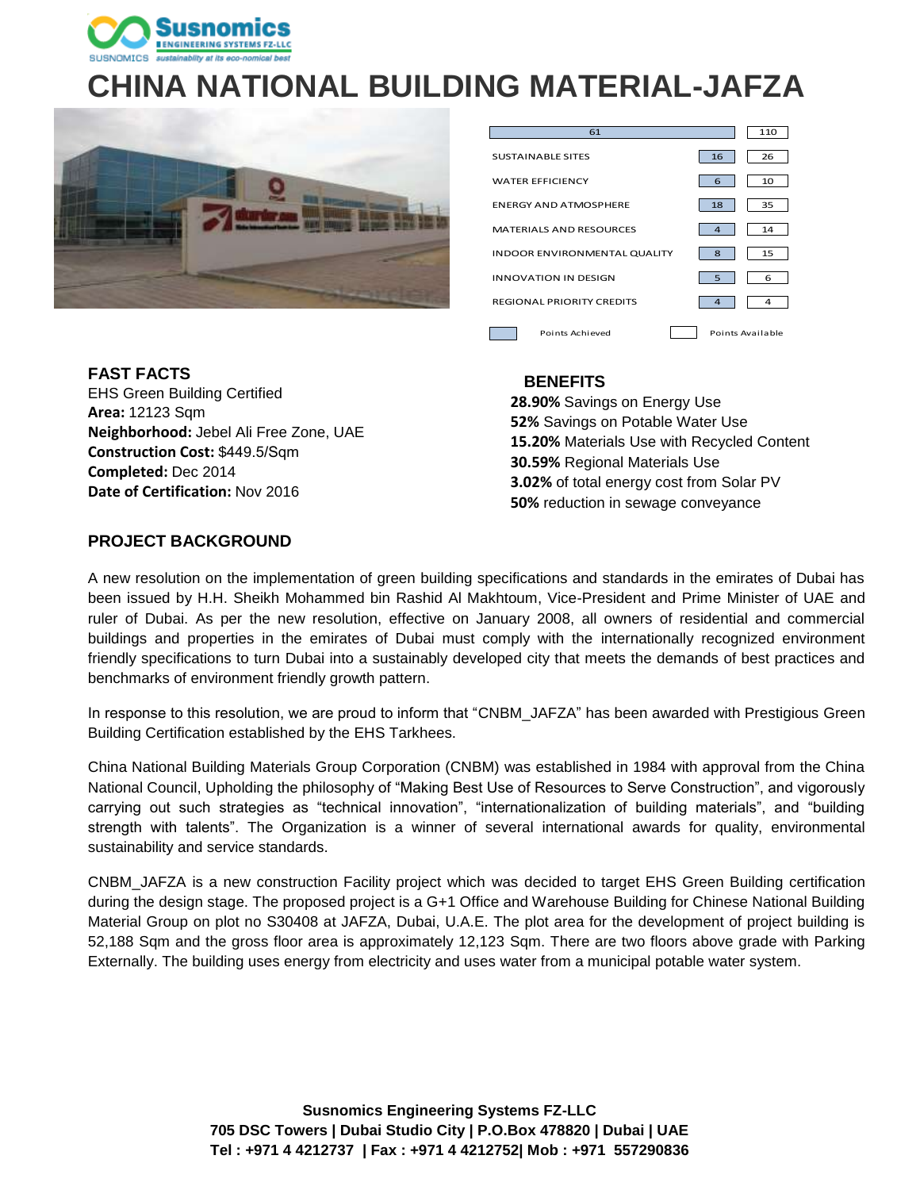# CHINA NATIONAL BUILDING MATERIAL-JAFZA

| Category | Points Achieved | Points Available |
|---|---|---|
| Total | 61 | 110 |
| SUSTAINABLE SITES | 16 | 26 |
| WATER EFFICIENCY | 6 | 10 |
| ENERGY AND ATMOSPHERE | 18 | 35 |
| MATERIALS AND RESOURCES | 4 | 14 |
| INDOOR ENVIRONMENTAL QUALITY | 8 | 15 |
| INNOVATION IN DESIGN | 5 | 6 |
| REGIONAL PRIORITY CREDITS | 4 | 4 |

### FAST FACTS

EHS Green Building Certified
**Area:** 12123 Sqm
**Neighborhood:** Jebel Ali Free Zone, UAE
**Construction Cost:** $449.5/Sqm
**Completed:** Dec 2014
**Date of Certification:** Nov 2016

### BENEFITS

**28.90%** Savings on Energy Use
**52%** Savings on Potable Water Use
**15.20%** Materials Use with Recycled Content
**30.59%** Regional Materials Use
**3.02%** of total energy cost from Solar PV
**50%** reduction in sewage conveyance

### PROJECT BACKGROUND

A new resolution on the implementation of green building specifications and standards in the emirates of Dubai has been issued by H.H. Sheikh Mohammed bin Rashid Al Makhtoum, Vice-President and Prime Minister of UAE and ruler of Dubai. As per the new resolution, effective on January 2008, all owners of residential and commercial buildings and properties in the emirates of Dubai must comply with the internationally recognized environment friendly specifications to turn Dubai into a sustainably developed city that meets the demands of best practices and benchmarks of environment friendly growth pattern.

In response to this resolution, we are proud to inform that "CNBM_JAFZA" has been awarded with Prestigious Green Building Certification established by the EHS Tarkhees.

China National Building Materials Group Corporation (CNBM) was established in 1984 with approval from the China National Council, Upholding the philosophy of "Making Best Use of Resources to Serve Construction", and vigorously carrying out such strategies as "technical innovation", "internationalization of building materials", and "building strength with talents". The Organization is a winner of several international awards for quality, environmental sustainability and service standards.

CNBM_JAFZA is a new construction Facility project which was decided to target EHS Green Building certification during the design stage. The proposed project is a G+1 Office and Warehouse Building for Chinese National Building Material Group on plot no S30408 at JAFZA, Dubai, U.A.E. The plot area for the development of project building is 52,188 Sqm and the gross floor area is approximately 12,123 Sqm. There are two floors above grade with Parking Externally. The building uses energy from electricity and uses water from a municipal potable water system.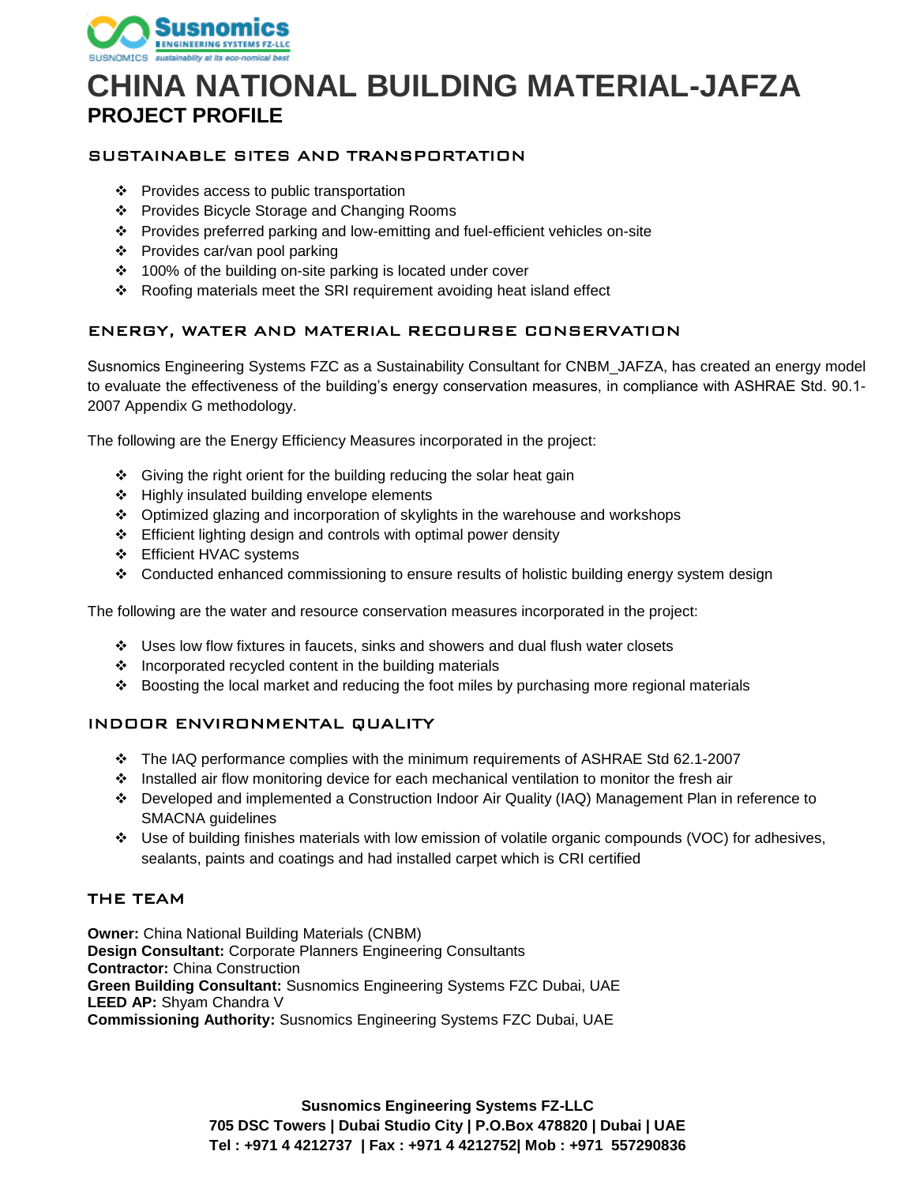# CHINA NATIONAL BUILDING MATERIAL-JAFZA

## PROJECT PROFILE

### SUSTAINABLE SITES AND TRANSPORTATION

- Provides access to public transportation
- Provides Bicycle Storage and Changing Rooms
- Provides preferred parking and low-emitting and fuel-efficient vehicles on-site
- Provides car/van pool parking
- 100% of the building on-site parking is located under cover
- Roofing materials meet the SRI requirement avoiding heat island effect

### ENERGY, WATER AND MATERIAL RECOURSE CONSERVATION

Susnomics Engineering Systems FZC as a Sustainability Consultant for CNBM_JAFZA, has created an energy model to evaluate the effectiveness of the building's energy conservation measures, in compliance with ASHRAE Std. 90.1-2007 Appendix G methodology.

The following are the Energy Efficiency Measures incorporated in the project:

- Giving the right orient for the building reducing the solar heat gain
- Highly insulated building envelope elements
- Optimized glazing and incorporation of skylights in the warehouse and workshops
- Efficient lighting design and controls with optimal power density
- Efficient HVAC systems
- Conducted enhanced commissioning to ensure results of holistic building energy system design

The following are the water and resource conservation measures incorporated in the project:

- Uses low flow fixtures in faucets, sinks and showers and dual flush water closets
- Incorporated recycled content in the building materials
- Boosting the local market and reducing the foot miles by purchasing more regional materials

### INDOOR ENVIRONMENTAL QUALITY

- The IAQ performance complies with the minimum requirements of ASHRAE Std 62.1-2007
- Installed air flow monitoring device for each mechanical ventilation to monitor the fresh air
- Developed and implemented a Construction Indoor Air Quality (IAQ) Management Plan in reference to SMACNA guidelines
- Use of building finishes materials with low emission of volatile organic compounds (VOC) for adhesives, sealants, paints and coatings and had installed carpet which is CRI certified

### THE TEAM

**Owner:** China National Building Materials (CNBM)
**Design Consultant:** Corporate Planners Engineering Consultants
**Contractor:** China Construction
**Green Building Consultant:** Susnomics Engineering Systems FZC Dubai, UAE
**LEED AP:** Shyam Chandra V
**Commissioning Authority:** Susnomics Engineering Systems FZC Dubai, UAE

**Susnomics Engineering Systems FZ-LLC**
**705 DSC Towers | Dubai Studio City | P.O.Box 478820 | Dubai | UAE**
**Tel : +971 4 4212737 | Fax : +971 4 4212752| Mob : +971 557290836**